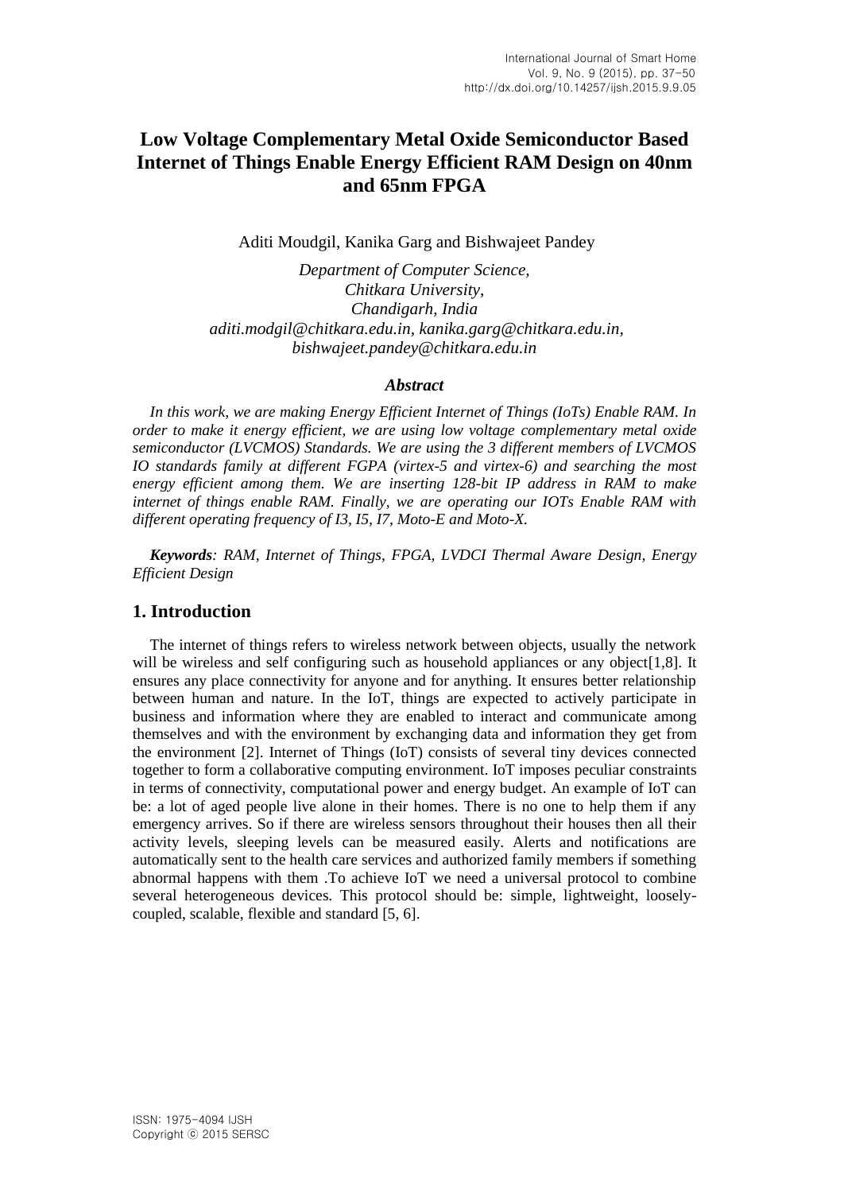# Low Voltage Complementary Metal Oxide Semiconductor Based Internet of Things Enable Energy Efficient RAM Design on 40nm and 65nm FPGA

Aditi Moudgil, Kanika Garg and Bishwajeet Pandey

*Department of Computer Science,*
*Chitkara University,*
*Chandigarh, India*
*aditi.modgil@chitkara.edu.in, kanika.garg@chitkara.edu.in,*
*bishwajeet.pandey@chitkara.edu.in*

### *Abstract*

*In this work, we are making Energy Efficient Internet of Things (IoTs) Enable RAM. In order to make it energy efficient, we are using low voltage complementary metal oxide semiconductor (LVCMOS) Standards. We are using the 3 different members of LVCMOS IO standards family at different FGPA (virtex-5 and virtex-6) and searching the most energy efficient among them. We are inserting 128-bit IP address in RAM to make internet of things enable RAM. Finally, we are operating our IOTs Enable RAM with different operating frequency of I3, I5, I7, Moto-E and Moto-X.*

***Keywords**: RAM, Internet of Things, FPGA, LVDCI Thermal Aware Design, Energy Efficient Design*

## 1. Introduction

The internet of things refers to wireless network between objects, usually the network will be wireless and self configuring such as household appliances or any object[1,8]. It ensures any place connectivity for anyone and for anything. It ensures better relationship between human and nature. In the IoT, things are expected to actively participate in business and information where they are enabled to interact and communicate among themselves and with the environment by exchanging data and information they get from the environment [2]. Internet of Things (IoT) consists of several tiny devices connected together to form a collaborative computing environment. IoT imposes peculiar constraints in terms of connectivity, computational power and energy budget. An example of IoT can be: a lot of aged people live alone in their homes. There is no one to help them if any emergency arrives. So if there are wireless sensors throughout their houses then all their activity levels, sleeping levels can be measured easily. Alerts and notifications are automatically sent to the health care services and authorized family members if something abnormal happens with them .To achieve IoT we need a universal protocol to combine several heterogeneous devices. This protocol should be: simple, lightweight, loosely-coupled, scalable, flexible and standard [5, 6].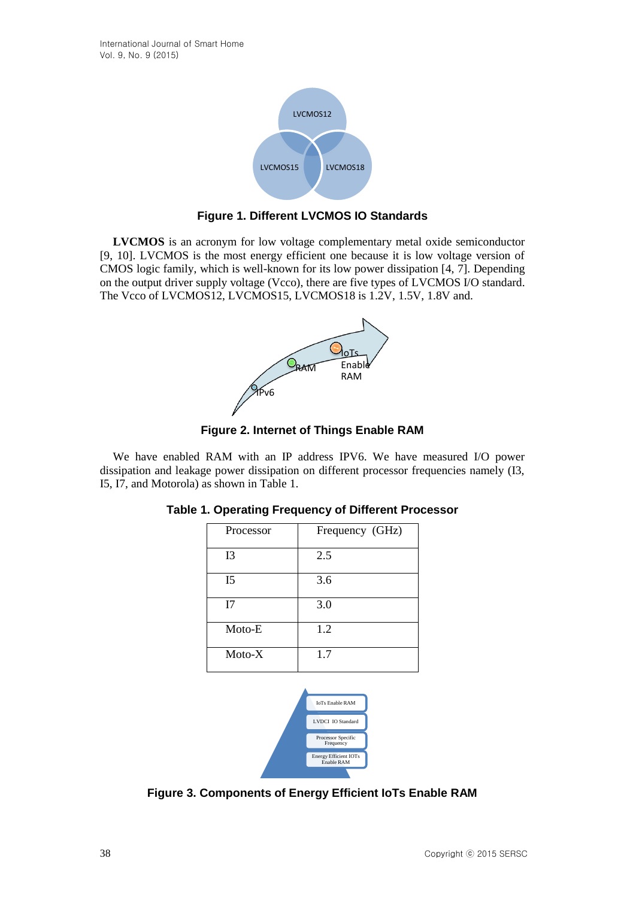**Figure 1. Different LVCMOS IO Standards**

**LVCMOS** is an acronym for low voltage complementary metal oxide semiconductor [9, 10]. LVCMOS is the most energy efficient one because it is low voltage version of CMOS logic family, which is well-known for its low power dissipation [4, 7]. Depending on the output driver supply voltage (Vcco), there are five types of LVCMOS I/O standard. The Vcco of LVCMOS12, LVCMOS15, LVCMOS18 is 1.2V, 1.5V, 1.8V and.

**Figure 2. Internet of Things Enable RAM**

We have enabled RAM with an IP address IPV6. We have measured I/O power dissipation and leakage power dissipation on different processor frequencies namely (I3, I5, I7, and Motorola) as shown in Table 1.

**Table 1. Operating Frequency of Different Processor**

| Processor | Frequency (GHz) |
|---|---|
| I3 | 2.5 |
| I5 | 3.6 |
| I7 | 3.0 |
| Moto-E | 1.2 |
| Moto-X | 1.7 |

**Figure 3. Components of Energy Efficient IoTs Enable RAM**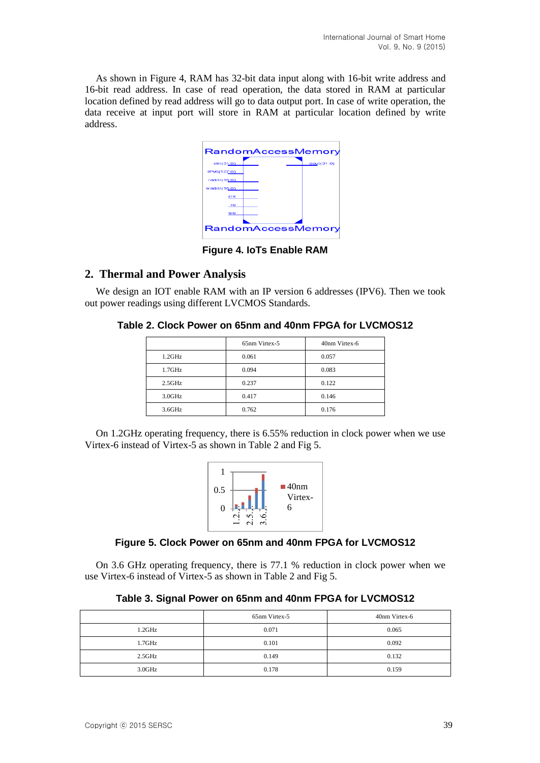As shown in Figure 4, RAM has 32-bit data input along with 16-bit write address and 16-bit read address. In case of read operation, the data stored in RAM at particular location defined by read address will go to data output port. In case of write operation, the data receive at input port will store in RAM at particular location defined by write address.

**Figure 4. IoTs Enable RAM**

## 2. Thermal and Power Analysis

We design an IOT enable RAM with an IP version 6 addresses (IPV6). Then we took out power readings using different LVCMOS Standards.

**Table 2. Clock Power on 65nm and 40nm FPGA for LVCMOS12**

| | 65nm Virtex-5 | 40nm Virtex-6 |
|---|---|---|
| 1.2GHz | 0.061 | 0.057 |
| 1.7GHz | 0.094 | 0.083 |
| 2.5GHz | 0.237 | 0.122 |
| 3.0GHz | 0.417 | 0.146 |
| 3.6GHz | 0.762 | 0.176 |

On 1.2GHz operating frequency, there is 6.55% reduction in clock power when we use Virtex-6 instead of Virtex-5 as shown in Table 2 and Fig 5.

**Figure 5. Clock Power on 65nm and 40nm FPGA for LVCMOS12**

On 3.6 GHz operating frequency, there is 77.1 % reduction in clock power when we use Virtex-6 instead of Virtex-5 as shown in Table 2 and Fig 5.

**Table 3. Signal Power on 65nm and 40nm FPGA for LVCMOS12**

| | 65nm Virtex-5 | 40nm Virtex-6 |
|---|---|---|
| 1.2GHz | 0.071 | 0.065 |
| 1.7GHz | 0.101 | 0.092 |
| 2.5GHz | 0.149 | 0.132 |
| 3.0GHz | 0.178 | 0.159 |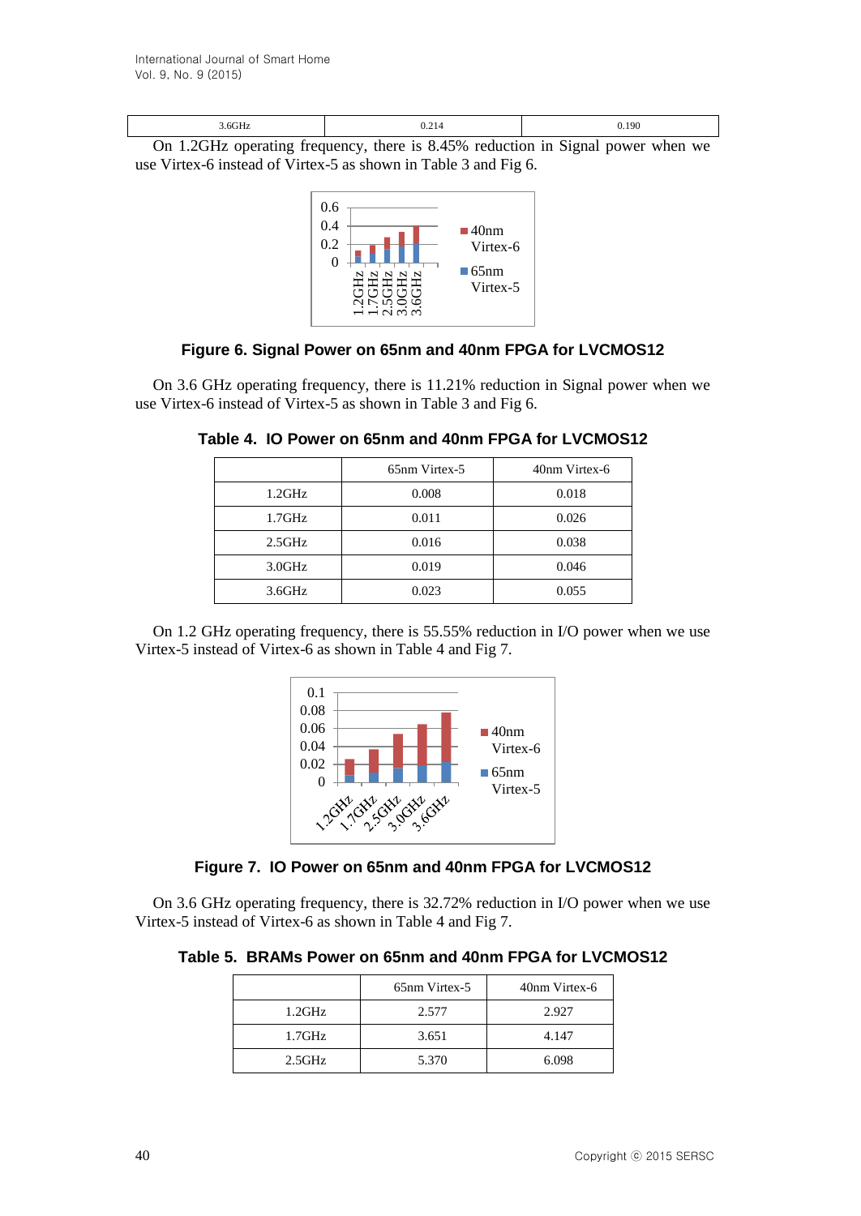| 3.6GHz | 0.214 | 0.190 |
|---|---|---|

On 1.2GHz operating frequency, there is 8.45% reduction in Signal power when we use Virtex-6 instead of Virtex-5 as shown in Table 3 and Fig 6.

**Figure 6. Signal Power on 65nm and 40nm FPGA for LVCMOS12**

On 3.6 GHz operating frequency, there is 11.21% reduction in Signal power when we use Virtex-6 instead of Virtex-5 as shown in Table 3 and Fig 6.

**Table 4. IO Power on 65nm and 40nm FPGA for LVCMOS12**

| | 65nm Virtex-5 | 40nm Virtex-6 |
|---|---|---|
| 1.2GHz | 0.008 | 0.018 |
| 1.7GHz | 0.011 | 0.026 |
| 2.5GHz | 0.016 | 0.038 |
| 3.0GHz | 0.019 | 0.046 |
| 3.6GHz | 0.023 | 0.055 |

On 1.2 GHz operating frequency, there is 55.55% reduction in I/O power when we use Virtex-5 instead of Virtex-6 as shown in Table 4 and Fig 7.

**Figure 7. IO Power on 65nm and 40nm FPGA for LVCMOS12**

On 3.6 GHz operating frequency, there is 32.72% reduction in I/O power when we use Virtex-5 instead of Virtex-6 as shown in Table 4 and Fig 7.

**Table 5. BRAMs Power on 65nm and 40nm FPGA for LVCMOS12**

| | 65nm Virtex-5 | 40nm Virtex-6 |
|---|---|---|
| 1.2GHz | 2.577 | 2.927 |
| 1.7GHz | 3.651 | 4.147 |
| 2.5GHz | 5.370 | 6.098 |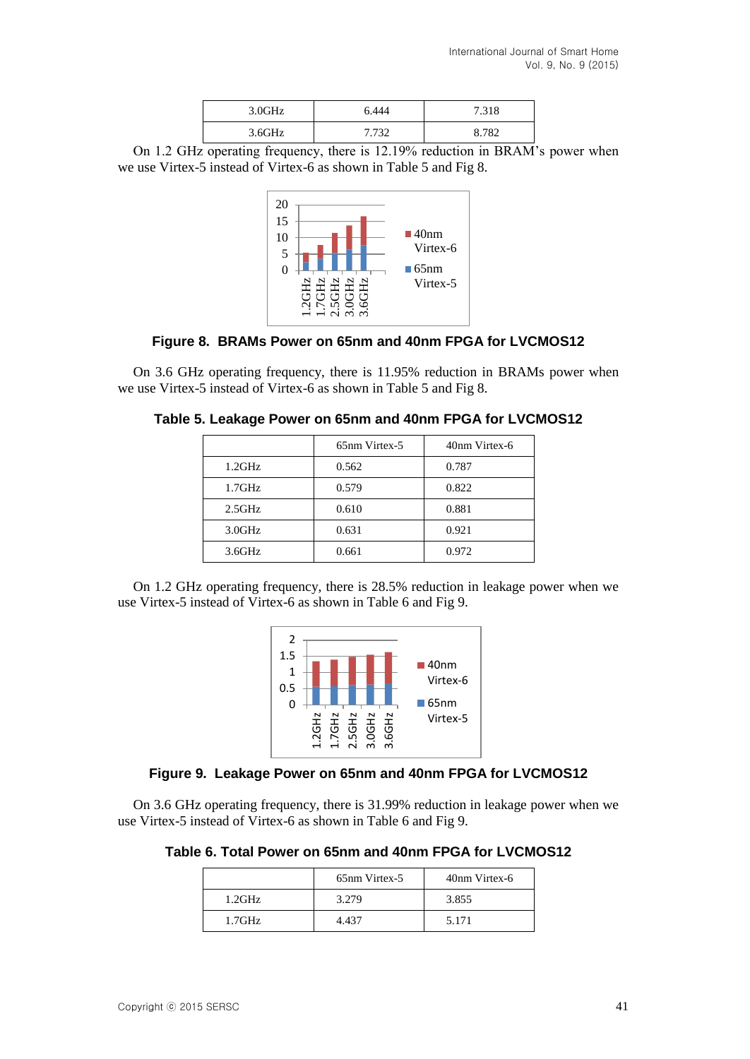| 3.0GHz | 6.444 | 7.318 |
|---|---|---|
| 3.6GHz | 7.732 | 8.782 |

On 1.2 GHz operating frequency, there is 12.19% reduction in BRAM's power when we use Virtex-5 instead of Virtex-6 as shown in Table 5 and Fig 8.

**Figure 8. BRAMs Power on 65nm and 40nm FPGA for LVCMOS12**

On 3.6 GHz operating frequency, there is 11.95% reduction in BRAMs power when we use Virtex-5 instead of Virtex-6 as shown in Table 5 and Fig 8.

**Table 5. Leakage Power on 65nm and 40nm FPGA for LVCMOS12**

| | 65nm Virtex-5 | 40nm Virtex-6 |
|---|---|---|
| 1.2GHz | 0.562 | 0.787 |
| 1.7GHz | 0.579 | 0.822 |
| 2.5GHz | 0.610 | 0.881 |
| 3.0GHz | 0.631 | 0.921 |
| 3.6GHz | 0.661 | 0.972 |

On 1.2 GHz operating frequency, there is 28.5% reduction in leakage power when we use Virtex-5 instead of Virtex-6 as shown in Table 6 and Fig 9.

**Figure 9. Leakage Power on 65nm and 40nm FPGA for LVCMOS12**

On 3.6 GHz operating frequency, there is 31.99% reduction in leakage power when we use Virtex-5 instead of Virtex-6 as shown in Table 6 and Fig 9.

**Table 6. Total Power on 65nm and 40nm FPGA for LVCMOS12**

| | 65nm Virtex-5 | 40nm Virtex-6 |
|---|---|---|
| 1.2GHz | 3.279 | 3.855 |
| 1.7GHz | 4.437 | 5.171 |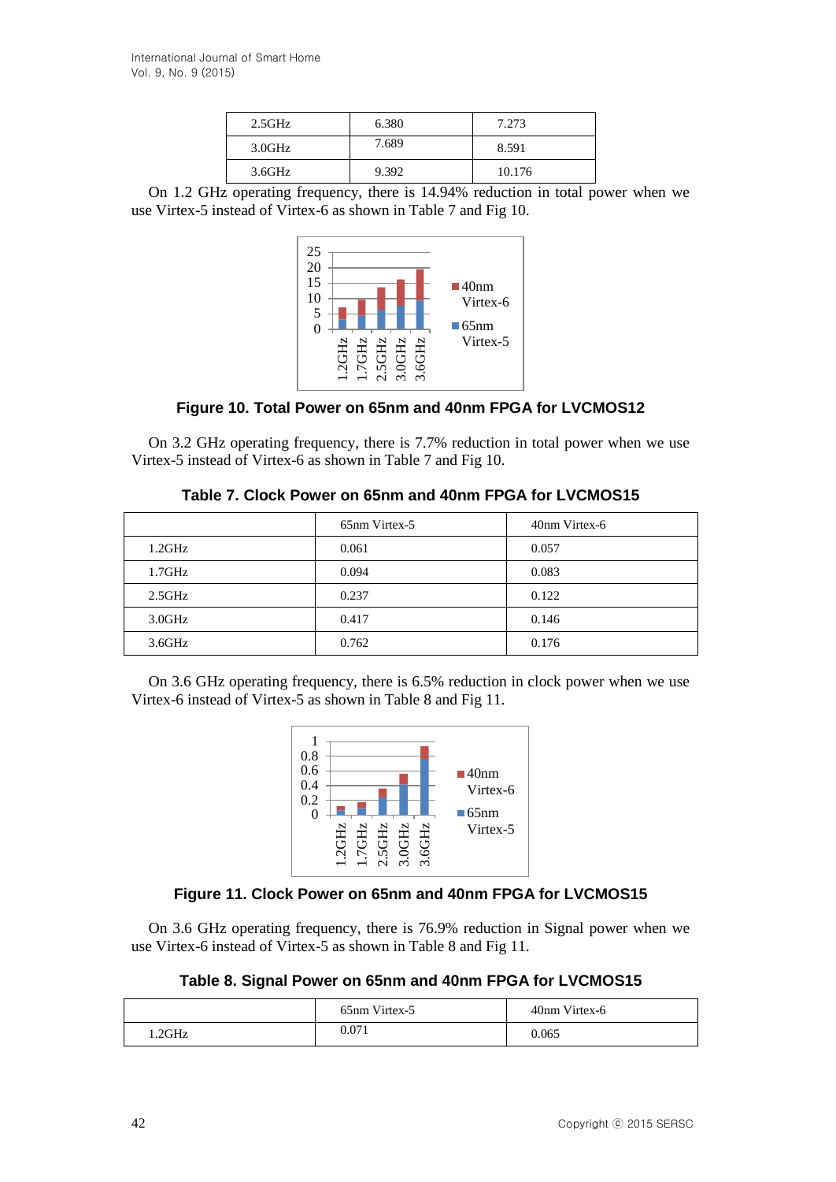| 2.5GHz | 6.380 | 7.273 |
|---|---|---|
| 3.0GHz | 7.689 | 8.591 |
| 3.6GHz | 9.392 | 10.176 |

On 1.2 GHz operating frequency, there is 14.94% reduction in total power when we use Virtex-5 instead of Virtex-6 as shown in Table 7 and Fig 10.

**Figure 10. Total Power on 65nm and 40nm FPGA for LVCMOS12**

On 3.2 GHz operating frequency, there is 7.7% reduction in total power when we use Virtex-5 instead of Virtex-6 as shown in Table 7 and Fig 10.

**Table 7. Clock Power on 65nm and 40nm FPGA for LVCMOS15**

| | 65nm Virtex-5 | 40nm Virtex-6 |
|---|---|---|
| 1.2GHz | 0.061 | 0.057 |
| 1.7GHz | 0.094 | 0.083 |
| 2.5GHz | 0.237 | 0.122 |
| 3.0GHz | 0.417 | 0.146 |
| 3.6GHz | 0.762 | 0.176 |

On 3.6 GHz operating frequency, there is 6.5% reduction in clock power when we use Virtex-6 instead of Virtex-5 as shown in Table 8 and Fig 11.

**Figure 11. Clock Power on 65nm and 40nm FPGA for LVCMOS15**

On 3.6 GHz operating frequency, there is 76.9% reduction in Signal power when we use Virtex-6 instead of Virtex-5 as shown in Table 8 and Fig 11.

**Table 8. Signal Power on 65nm and 40nm FPGA for LVCMOS15**

| | 65nm Virtex-5 | 40nm Virtex-6 |
|---|---|---|
| 1.2GHz | 0.071 | 0.065 |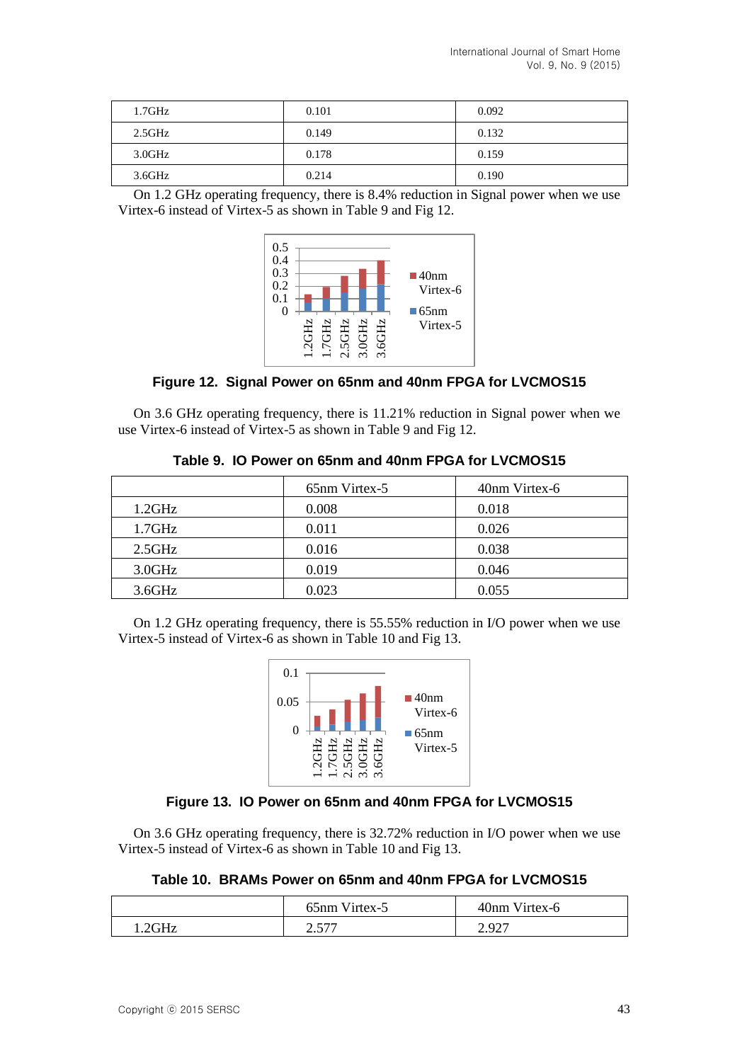| | | |
|---|---|---|
| 1.7GHz | 0.101 | 0.092 |
| 2.5GHz | 0.149 | 0.132 |
| 3.0GHz | 0.178 | 0.159 |
| 3.6GHz | 0.214 | 0.190 |

On 1.2 GHz operating frequency, there is 8.4% reduction in Signal power when we use Virtex-6 instead of Virtex-5 as shown in Table 9 and Fig 12.

**Figure 12. Signal Power on 65nm and 40nm FPGA for LVCMOS15**

On 3.6 GHz operating frequency, there is 11.21% reduction in Signal power when we use Virtex-6 instead of Virtex-5 as shown in Table 9 and Fig 12.

**Table 9. IO Power on 65nm and 40nm FPGA for LVCMOS15**

| | 65nm Virtex-5 | 40nm Virtex-6 |
|---|---|---|
| 1.2GHz | 0.008 | 0.018 |
| 1.7GHz | 0.011 | 0.026 |
| 2.5GHz | 0.016 | 0.038 |
| 3.0GHz | 0.019 | 0.046 |
| 3.6GHz | 0.023 | 0.055 |

On 1.2 GHz operating frequency, there is 55.55% reduction in I/O power when we use Virtex-5 instead of Virtex-6 as shown in Table 10 and Fig 13.

**Figure 13. IO Power on 65nm and 40nm FPGA for LVCMOS15**

On 3.6 GHz operating frequency, there is 32.72% reduction in I/O power when we use Virtex-5 instead of Virtex-6 as shown in Table 10 and Fig 13.

**Table 10. BRAMs Power on 65nm and 40nm FPGA for LVCMOS15**

| | 65nm Virtex-5 | 40nm Virtex-6 |
|---|---|---|
| 1.2GHz | 2.577 | 2.927 |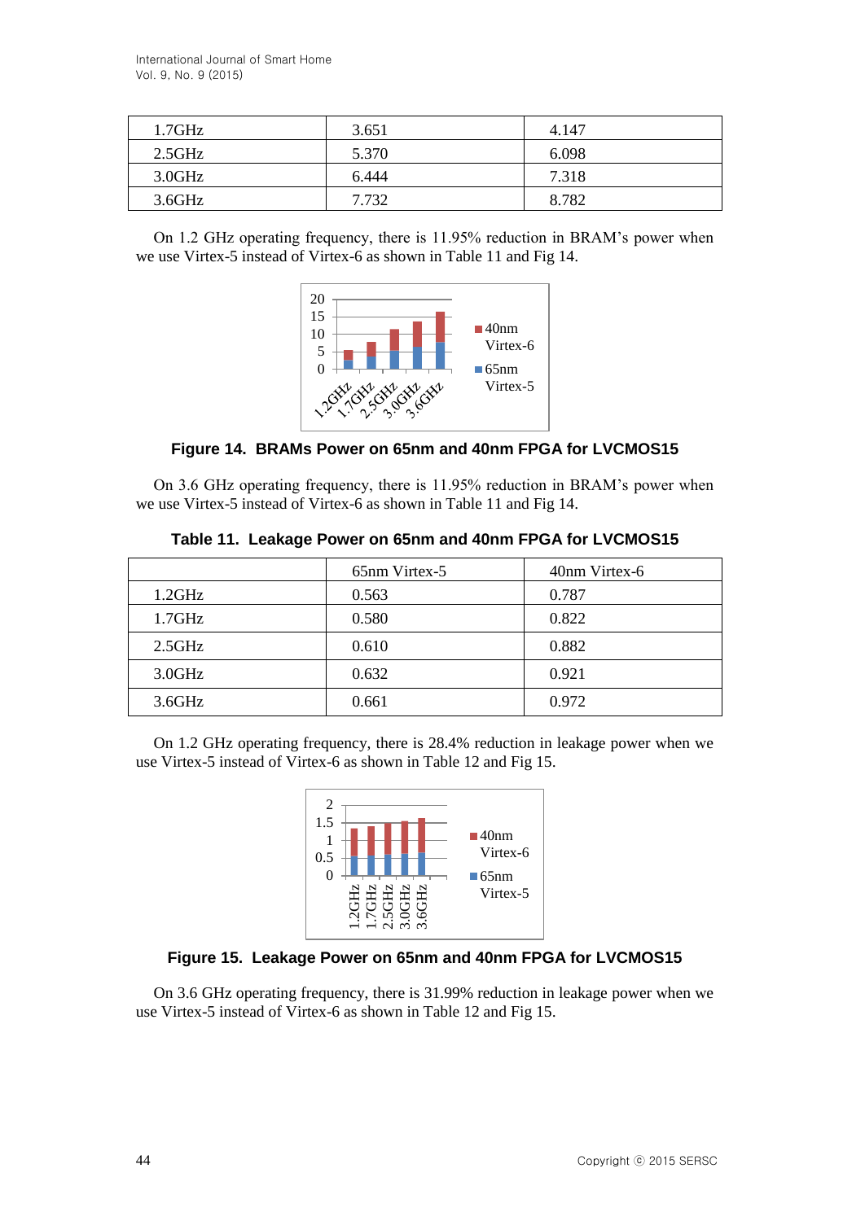| 1.7GHz | 3.651 | 4.147 |
|---|---|---|
| 2.5GHz | 5.370 | 6.098 |
| 3.0GHz | 6.444 | 7.318 |
| 3.6GHz | 7.732 | 8.782 |

On 1.2 GHz operating frequency, there is 11.95% reduction in BRAM's power when we use Virtex-5 instead of Virtex-6 as shown in Table 11 and Fig 14.

**Figure 14. BRAMs Power on 65nm and 40nm FPGA for LVCMOS15**

On 3.6 GHz operating frequency, there is 11.95% reduction in BRAM's power when we use Virtex-5 instead of Virtex-6 as shown in Table 11 and Fig 14.

**Table 11. Leakage Power on 65nm and 40nm FPGA for LVCMOS15**

| | 65nm Virtex-5 | 40nm Virtex-6 |
|---|---|---|
| 1.2GHz | 0.563 | 0.787 |
| 1.7GHz | 0.580 | 0.822 |
| 2.5GHz | 0.610 | 0.882 |
| 3.0GHz | 0.632 | 0.921 |
| 3.6GHz | 0.661 | 0.972 |

On 1.2 GHz operating frequency, there is 28.4% reduction in leakage power when we use Virtex-5 instead of Virtex-6 as shown in Table 12 and Fig 15.

**Figure 15. Leakage Power on 65nm and 40nm FPGA for LVCMOS15**

On 3.6 GHz operating frequency, there is 31.99% reduction in leakage power when we use Virtex-5 instead of Virtex-6 as shown in Table 12 and Fig 15.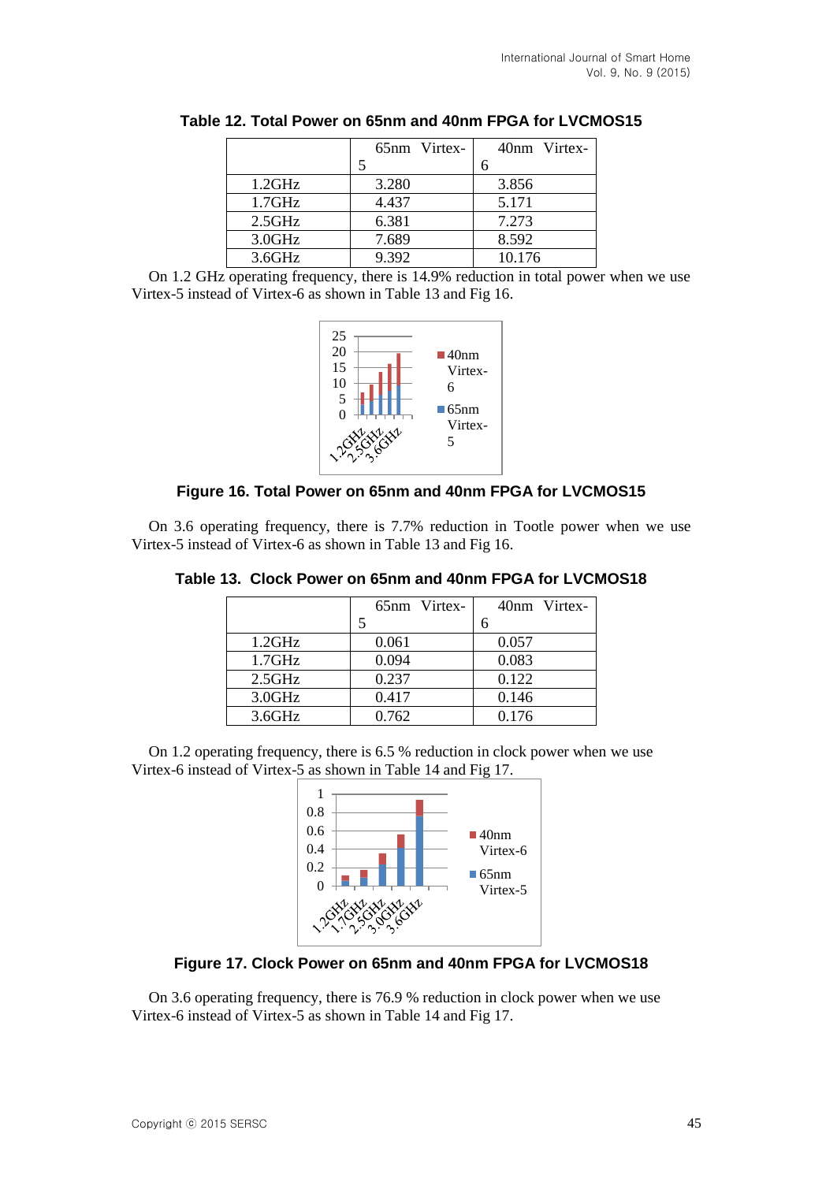**Table 12. Total Power on 65nm and 40nm FPGA for LVCMOS15**

| | 65nm Virtex-5 | 40nm Virtex-6 |
|---|---|---|
| 1.2GHz | 3.280 | 3.856 |
| 1.7GHz | 4.437 | 5.171 |
| 2.5GHz | 6.381 | 7.273 |
| 3.0GHz | 7.689 | 8.592 |
| 3.6GHz | 9.392 | 10.176 |

On 1.2 GHz operating frequency, there is 14.9% reduction in total power when we use Virtex-5 instead of Virtex-6 as shown in Table 13 and Fig 16.

**Figure 16. Total Power on 65nm and 40nm FPGA for LVCMOS15**

On 3.6 operating frequency, there is 7.7% reduction in Tootle power when we use Virtex-5 instead of Virtex-6 as shown in Table 13 and Fig 16.

**Table 13. Clock Power on 65nm and 40nm FPGA for LVCMOS18**

| | 65nm Virtex-5 | 40nm Virtex-6 |
|---|---|---|
| 1.2GHz | 0.061 | 0.057 |
| 1.7GHz | 0.094 | 0.083 |
| 2.5GHz | 0.237 | 0.122 |
| 3.0GHz | 0.417 | 0.146 |
| 3.6GHz | 0.762 | 0.176 |

On 1.2 operating frequency, there is 6.5 % reduction in clock power when we use Virtex-6 instead of Virtex-5 as shown in Table 14 and Fig 17.

**Figure 17. Clock Power on 65nm and 40nm FPGA for LVCMOS18**

On 3.6 operating frequency, there is 76.9 % reduction in clock power when we use Virtex-6 instead of Virtex-5 as shown in Table 14 and Fig 17.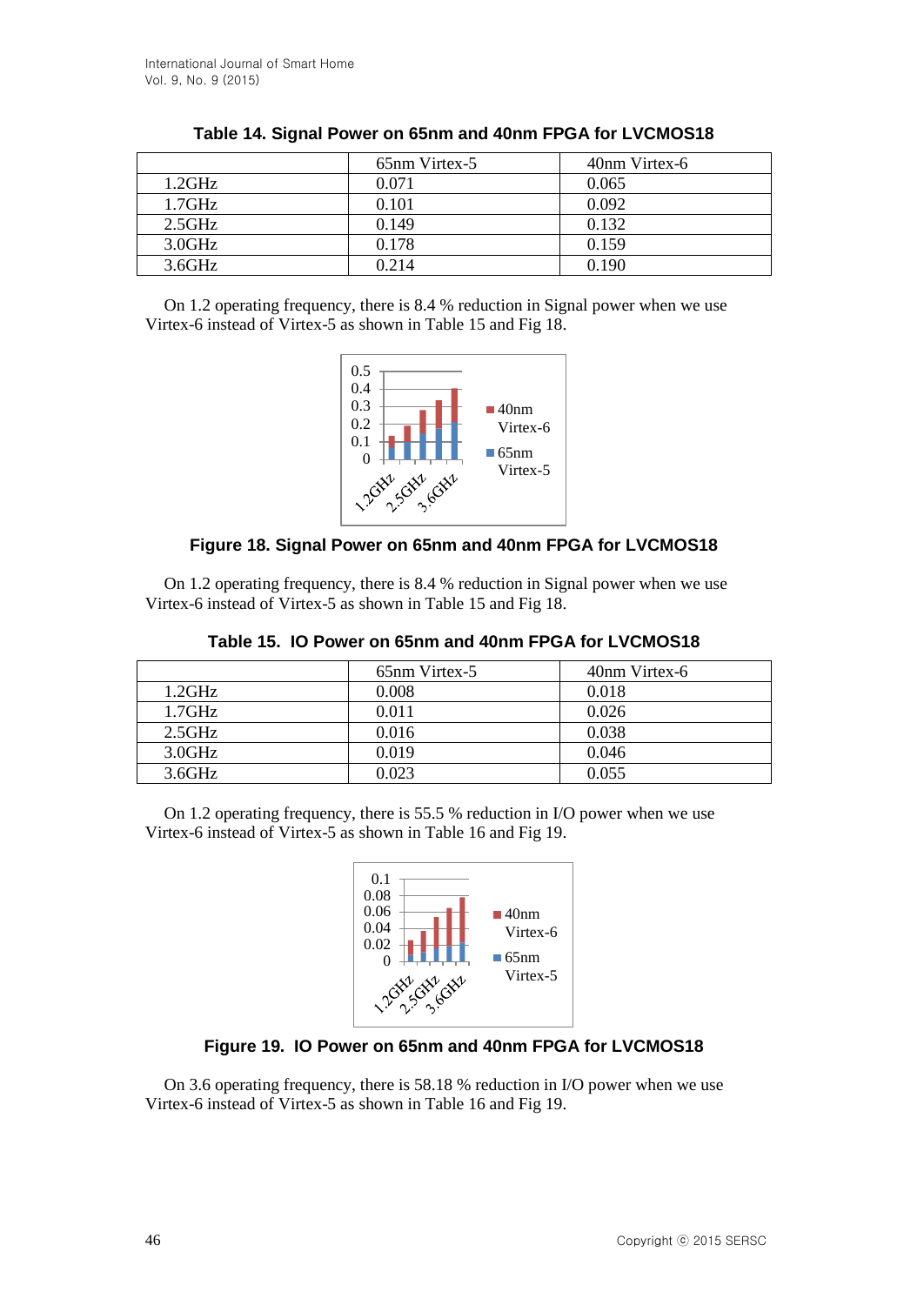**Table 14. Signal Power on 65nm and 40nm FPGA for LVCMOS18**

| | 65nm Virtex-5 | 40nm Virtex-6 |
|---|---|---|
| 1.2GHz | 0.071 | 0.065 |
| 1.7GHz | 0.101 | 0.092 |
| 2.5GHz | 0.149 | 0.132 |
| 3.0GHz | 0.178 | 0.159 |
| 3.6GHz | 0.214 | 0.190 |

On 1.2 operating frequency, there is 8.4 % reduction in Signal power when we use Virtex-6 instead of Virtex-5 as shown in Table 15 and Fig 18.

**Figure 18. Signal Power on 65nm and 40nm FPGA for LVCMOS18**

On 1.2 operating frequency, there is 8.4 % reduction in Signal power when we use Virtex-6 instead of Virtex-5 as shown in Table 15 and Fig 18.

**Table 15. IO Power on 65nm and 40nm FPGA for LVCMOS18**

| | 65nm Virtex-5 | 40nm Virtex-6 |
|---|---|---|
| 1.2GHz | 0.008 | 0.018 |
| 1.7GHz | 0.011 | 0.026 |
| 2.5GHz | 0.016 | 0.038 |
| 3.0GHz | 0.019 | 0.046 |
| 3.6GHz | 0.023 | 0.055 |

On 1.2 operating frequency, there is 55.5 % reduction in I/O power when we use Virtex-6 instead of Virtex-5 as shown in Table 16 and Fig 19.

**Figure 19. IO Power on 65nm and 40nm FPGA for LVCMOS18**

On 3.6 operating frequency, there is 58.18 % reduction in I/O power when we use Virtex-6 instead of Virtex-5 as shown in Table 16 and Fig 19.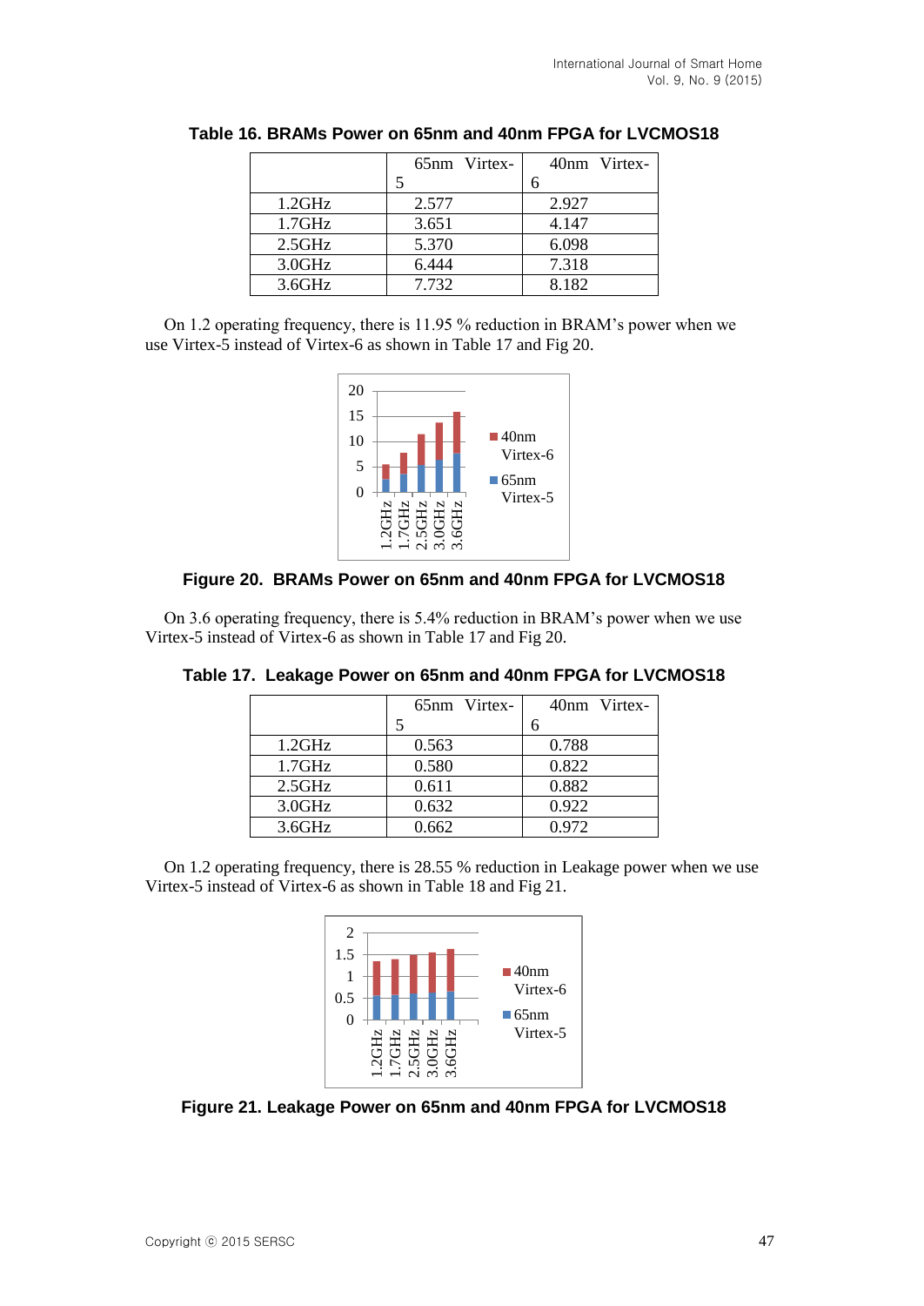**Table 16. BRAMs Power on 65nm and 40nm FPGA for LVCMOS18**

| | 65nm Virtex-5 | 40nm Virtex-6 |
|---|---|---|
| 1.2GHz | 2.577 | 2.927 |
| 1.7GHz | 3.651 | 4.147 |
| 2.5GHz | 5.370 | 6.098 |
| 3.0GHz | 6.444 | 7.318 |
| 3.6GHz | 7.732 | 8.182 |

On 1.2 operating frequency, there is 11.95 % reduction in BRAM's power when we use Virtex-5 instead of Virtex-6 as shown in Table 17 and Fig 20.

**Figure 20. BRAMs Power on 65nm and 40nm FPGA for LVCMOS18**

On 3.6 operating frequency, there is 5.4% reduction in BRAM's power when we use Virtex-5 instead of Virtex-6 as shown in Table 17 and Fig 20.

**Table 17. Leakage Power on 65nm and 40nm FPGA for LVCMOS18**

| | 65nm Virtex-5 | 40nm Virtex-6 |
|---|---|---|
| 1.2GHz | 0.563 | 0.788 |
| 1.7GHz | 0.580 | 0.822 |
| 2.5GHz | 0.611 | 0.882 |
| 3.0GHz | 0.632 | 0.922 |
| 3.6GHz | 0.662 | 0.972 |

On 1.2 operating frequency, there is 28.55 % reduction in Leakage power when we use Virtex-5 instead of Virtex-6 as shown in Table 18 and Fig 21.

**Figure 21. Leakage Power on 65nm and 40nm FPGA for LVCMOS18**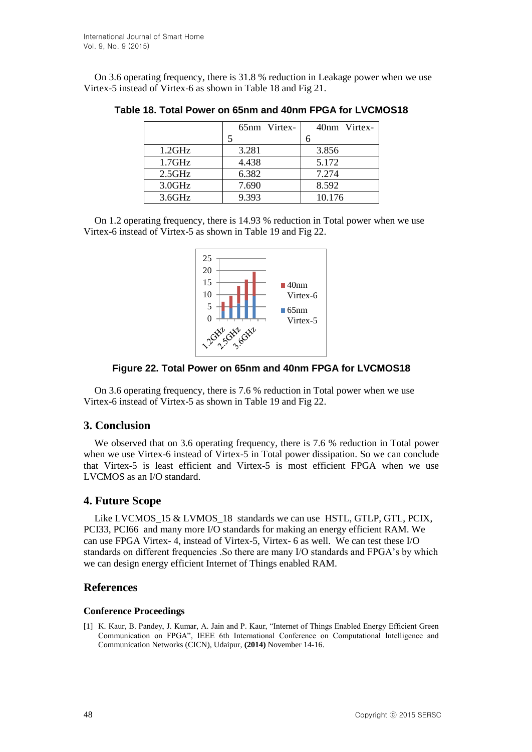On 3.6 operating frequency, there is 31.8 % reduction in Leakage power when we use Virtex-5 instead of Virtex-6 as shown in Table 18 and Fig 21.

**Table 18. Total Power on 65nm and 40nm FPGA for LVCMOS18**

| | 65nm Virtex-5 | 40nm Virtex-6 |
|---|---|---|
| 1.2GHz | 3.281 | 3.856 |
| 1.7GHz | 4.438 | 5.172 |
| 2.5GHz | 6.382 | 7.274 |
| 3.0GHz | 7.690 | 8.592 |
| 3.6GHz | 9.393 | 10.176 |

On 1.2 operating frequency, there is 14.93 % reduction in Total power when we use Virtex-6 instead of Virtex-5 as shown in Table 19 and Fig 22.

**Figure 22. Total Power on 65nm and 40nm FPGA for LVCMOS18**

On 3.6 operating frequency, there is 7.6 % reduction in Total power when we use Virtex-6 instead of Virtex-5 as shown in Table 19 and Fig 22.

## 3. Conclusion

We observed that on 3.6 operating frequency, there is 7.6 % reduction in Total power when we use Virtex-6 instead of Virtex-5 in Total power dissipation. So we can conclude that Virtex-5 is least efficient and Virtex-5 is most efficient FPGA when we use LVCMOS as an I/O standard.

## 4. Future Scope

Like LVCMOS_15 & LVMOS_18 standards we can use HSTL, GTLP, GTL, PCIX, PCI33, PCI66 and many more I/O standards for making an energy efficient RAM. We can use FPGA Virtex- 4, instead of Virtex-5, Virtex- 6 as well. We can test these I/O standards on different frequencies .So there are many I/O standards and FPGA's by which we can design energy efficient Internet of Things enabled RAM.

## References

### Conference Proceedings

[1] K. Kaur, B. Pandey, J. Kumar, A. Jain and P. Kaur, "Internet of Things Enabled Energy Efficient Green Communication on FPGA", IEEE 6th International Conference on Computational Intelligence and Communication Networks (CICN), Udaipur, **(2014)** November 14-16.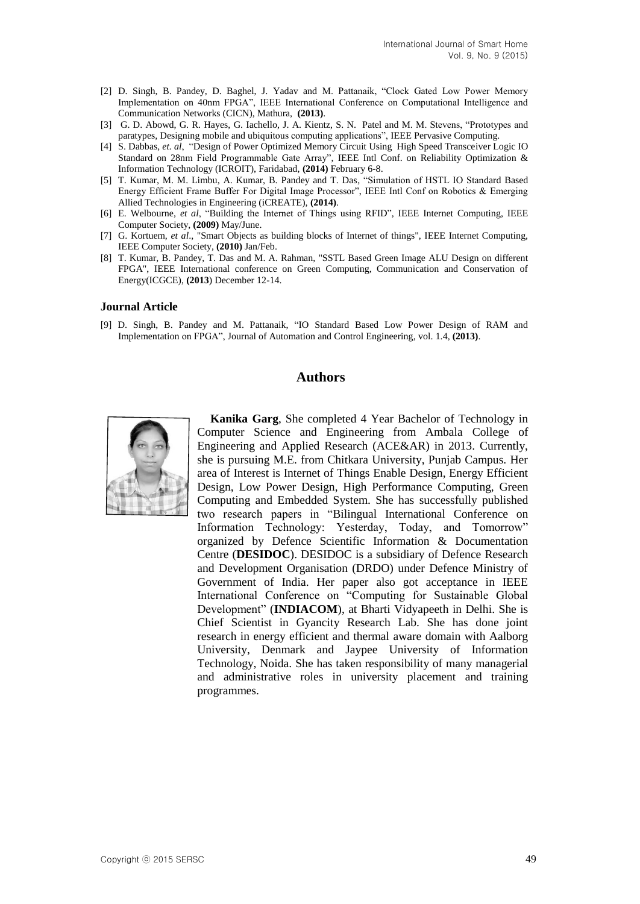[2] D. Singh, B. Pandey, D. Baghel, J. Yadav and M. Pattanaik, "Clock Gated Low Power Memory Implementation on 40nm FPGA", IEEE International Conference on Computational Intelligence and Communication Networks (CICN), Mathura, **(2013)**.

[3] G. D. Abowd, G. R. Hayes, G. Iachello, J. A. Kientz, S. N. Patel and M. M. Stevens, "Prototypes and paratypes, Designing mobile and ubiquitous computing applications", IEEE Pervasive Computing.

[4] S. Dabbas, *et. al*, "Design of Power Optimized Memory Circuit Using High Speed Transceiver Logic IO Standard on 28nm Field Programmable Gate Array", IEEE Intl Conf. on Reliability Optimization & Information Technology (ICROIT), Faridabad, **(2014)** February 6-8.

[5] T. Kumar, M. M. Limbu, A. Kumar, B. Pandey and T. Das, "Simulation of HSTL IO Standard Based Energy Efficient Frame Buffer For Digital Image Processor", IEEE Intl Conf on Robotics & Emerging Allied Technologies in Engineering (iCREATE), **(2014)**.

[6] E. Welbourne, *et al*, "Building the Internet of Things using RFID", IEEE Internet Computing, IEEE Computer Society, **(2009)** May/June.

[7] G. Kortuem, *et al*., "Smart Objects as building blocks of Internet of things", IEEE Internet Computing, IEEE Computer Society, **(2010)** Jan/Feb.

[8] T. Kumar, B. Pandey, T. Das and M. A. Rahman, "SSTL Based Green Image ALU Design on different FPGA", IEEE International conference on Green Computing, Communication and Conservation of Energy(ICGCE), **(2013**) December 12-14.

### Journal Article

[9] D. Singh, B. Pandey and M. Pattanaik, "IO Standard Based Low Power Design of RAM and Implementation on FPGA", Journal of Automation and Control Engineering, vol. 1.4, **(2013)**.

## Authors

**Kanika Garg**, She completed 4 Year Bachelor of Technology in Computer Science and Engineering from Ambala College of Engineering and Applied Research (ACE&AR) in 2013. Currently, she is pursuing M.E. from Chitkara University, Punjab Campus. Her area of Interest is Internet of Things Enable Design, Energy Efficient Design, Low Power Design, High Performance Computing, Green Computing and Embedded System. She has successfully published two research papers in "Bilingual International Conference on Information Technology: Yesterday, Today, and Tomorrow" organized by Defence Scientific Information & Documentation Centre (**DESIDOC**). DESIDOC is a subsidiary of Defence Research and Development Organisation (DRDO) under Defence Ministry of Government of India. Her paper also got acceptance in IEEE International Conference on "Computing for Sustainable Global Development" (**INDIACOM**), at Bharti Vidyapeeth in Delhi. She is Chief Scientist in Gyancity Research Lab. She has done joint research in energy efficient and thermal aware domain with Aalborg University, Denmark and Jaypee University of Information Technology, Noida. She has taken responsibility of many managerial and administrative roles in university placement and training programmes.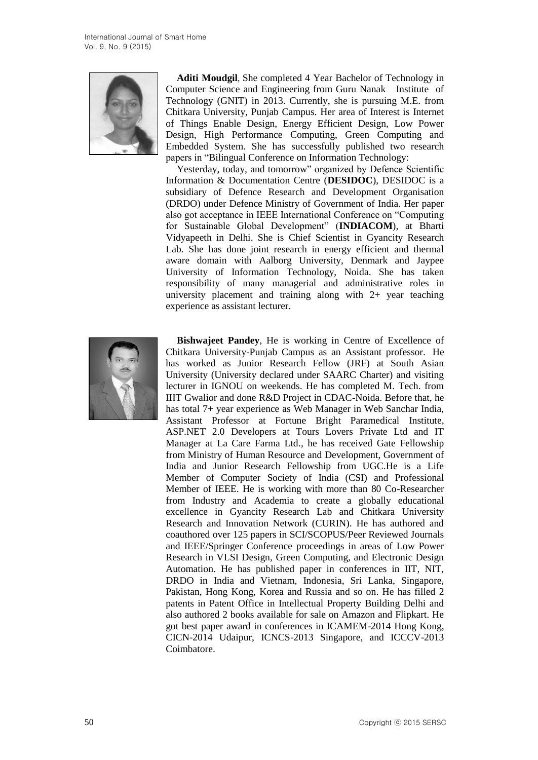**Aditi Moudgil**, She completed 4 Year Bachelor of Technology in Computer Science and Engineering from Guru Nanak Institute of Technology (GNIT) in 2013. Currently, she is pursuing M.E. from Chitkara University, Punjab Campus. Her area of Interest is Internet of Things Enable Design, Energy Efficient Design, Low Power Design, High Performance Computing, Green Computing and Embedded System. She has successfully published two research papers in "Bilingual Conference on Information Technology:

Yesterday, today, and tomorrow" organized by Defence Scientific Information & Documentation Centre (**DESIDOC**), DESIDOC is a subsidiary of Defence Research and Development Organisation (DRDO) under Defence Ministry of Government of India. Her paper also got acceptance in IEEE International Conference on "Computing for Sustainable Global Development" (**INDIACOM**), at Bharti Vidyapeeth in Delhi. She is Chief Scientist in Gyancity Research Lab. She has done joint research in energy efficient and thermal aware domain with Aalborg University, Denmark and Jaypee University of Information Technology, Noida. She has taken responsibility of many managerial and administrative roles in university placement and training along with 2+ year teaching experience as assistant lecturer.

**Bishwajeet Pandey**, He is working in Centre of Excellence of Chitkara University-Punjab Campus as an Assistant professor. He has worked as Junior Research Fellow (JRF) at South Asian University (University declared under SAARC Charter) and visiting lecturer in IGNOU on weekends. He has completed M. Tech. from IIIT Gwalior and done R&D Project in CDAC-Noida. Before that, he has total 7+ year experience as Web Manager in Web Sanchar India, Assistant Professor at Fortune Bright Paramedical Institute, ASP.NET 2.0 Developers at Tours Lovers Private Ltd and IT Manager at La Care Farma Ltd., he has received Gate Fellowship from Ministry of Human Resource and Development, Government of India and Junior Research Fellowship from UGC.He is a Life Member of Computer Society of India (CSI) and Professional Member of IEEE. He is working with more than 80 Co-Researcher from Industry and Academia to create a globally educational excellence in Gyancity Research Lab and Chitkara University Research and Innovation Network (CURIN). He has authored and coauthored over 125 papers in SCI/SCOPUS/Peer Reviewed Journals and IEEE/Springer Conference proceedings in areas of Low Power Research in VLSI Design, Green Computing, and Electronic Design Automation. He has published paper in conferences in IIT, NIT, DRDO in India and Vietnam, Indonesia, Sri Lanka, Singapore, Pakistan, Hong Kong, Korea and Russia and so on. He has filled 2 patents in Patent Office in Intellectual Property Building Delhi and also authored 2 books available for sale on Amazon and Flipkart. He got best paper award in conferences in ICAMEM-2014 Hong Kong, CICN-2014 Udaipur, ICNCS-2013 Singapore, and ICCCV-2013 Coimbatore.